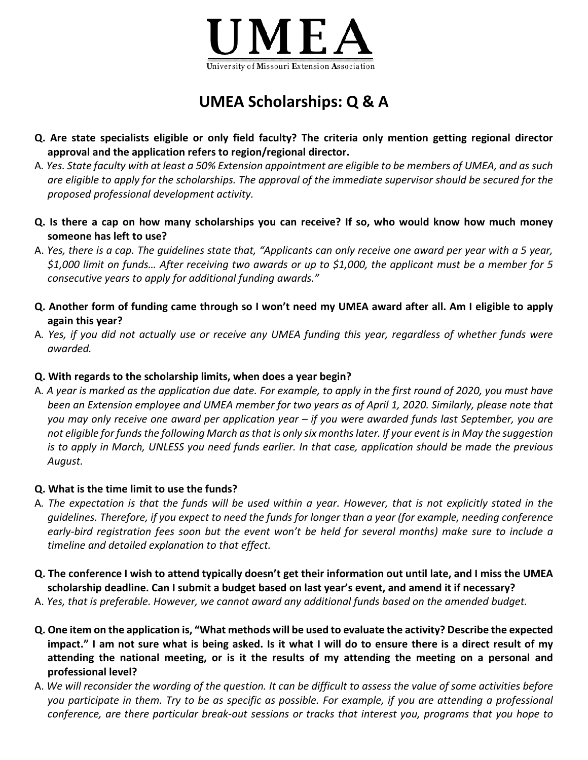# UMEA

University of Missouri Extension Association

## UMEA Scholarships: Q & A

**Q. Are state specialists eligible or only field faculty? The criteria only mention getting regional director approval and the application refers to region/regional director.**

A. *Yes. State faculty with at least a 50% Extension appointment are eligible to be members of UMEA, and as such are eligible to apply for the scholarships. The approval of the immediate supervisor should be secured for the proposed professional development activity.*

**Q. Is there a cap on how many scholarships you can receive? If so, who would know how much money someone has left to use?**

A. *Yes, there is a cap. The guidelines state that, "Applicants can only receive one award per year with a 5 year, $1,000 limit on funds… After receiving two awards or up to $1,000, the applicant must be a member for 5 consecutive years to apply for additional funding awards."*

**Q. Another form of funding came through so I won't need my UMEA award after all. Am I eligible to apply again this year?**

A. *Yes, if you did not actually use or receive any UMEA funding this year, regardless of whether funds were awarded.*

**Q. With regards to the scholarship limits, when does a year begin?**

A. *A year is marked as the application due date. For example, to apply in the first round of 2020, you must have been an Extension employee and UMEA member for two years as of April 1, 2020. Similarly, please note that you may only receive one award per application year – if you were awarded funds last September, you are not eligible for funds the following March as that is only six months later. If your event is in May the suggestion is to apply in March, UNLESS you need funds earlier. In that case, application should be made the previous August.*

**Q. What is the time limit to use the funds?**

A. *The expectation is that the funds will be used within a year. However, that is not explicitly stated in the guidelines. Therefore, if you expect to need the funds for longer than a year (for example, needing conference early-bird registration fees soon but the event won't be held for several months) make sure to include a timeline and detailed explanation to that effect.*

**Q. The conference I wish to attend typically doesn't get their information out until late, and I miss the UMEA scholarship deadline. Can I submit a budget based on last year's event, and amend it if necessary?**

A. *Yes, that is preferable. However, we cannot award any additional funds based on the amended budget.*

**Q. One item on the application is, "What methods will be used to evaluate the activity? Describe the expected impact." I am not sure what is being asked. Is it what I will do to ensure there is a direct result of my attending the national meeting, or is it the results of my attending the meeting on a personal and professional level?**

A. *We will reconsider the wording of the question. It can be difficult to assess the value of some activities before you participate in them. Try to be as specific as possible. For example, if you are attending a professional conference, are there particular break-out sessions or tracks that interest you, programs that you hope to*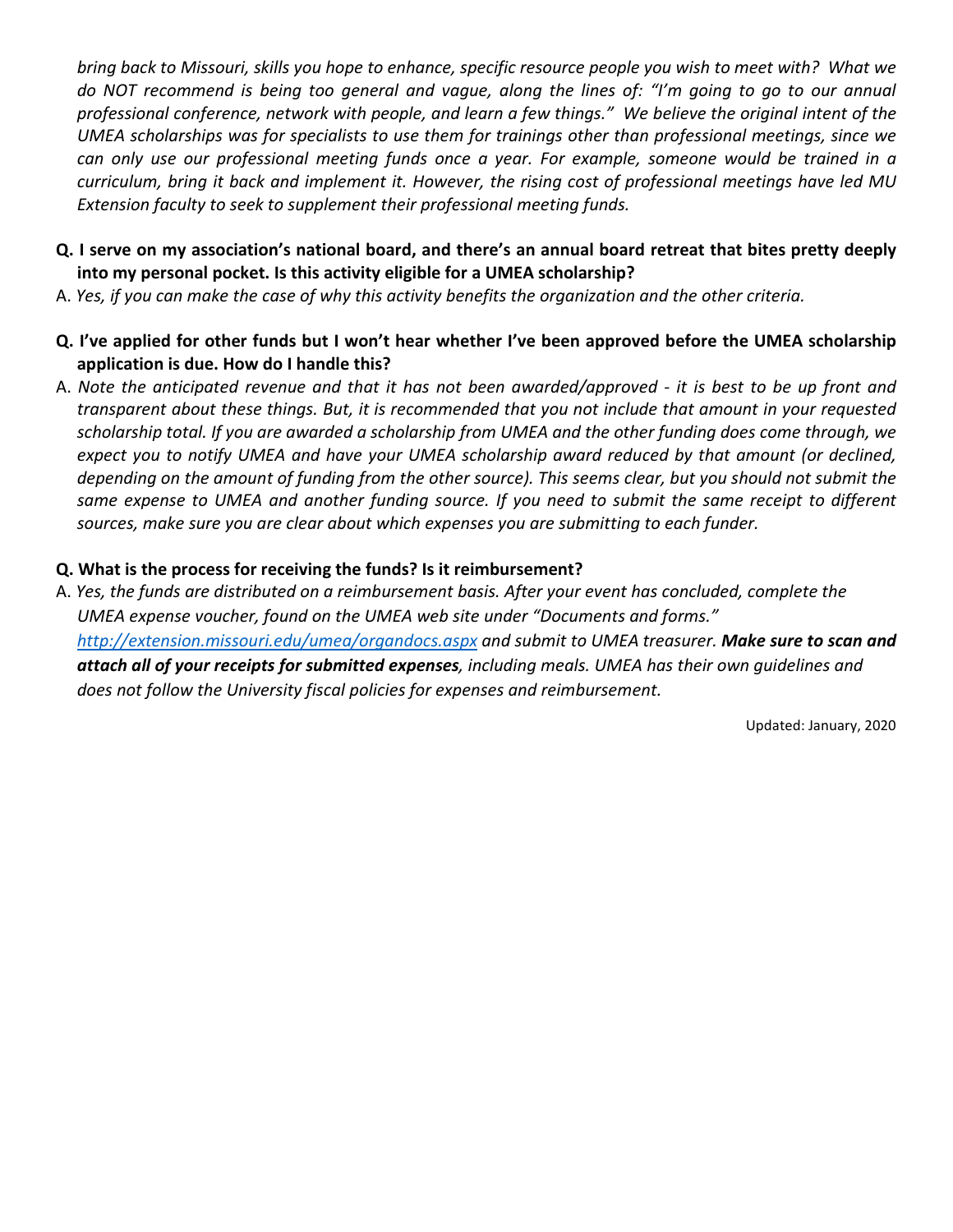*bring back to Missouri, skills you hope to enhance, specific resource people you wish to meet with? What we do NOT recommend is being too general and vague, along the lines of: "I'm going to go to our annual professional conference, network with people, and learn a few things." We believe the original intent of the UMEA scholarships was for specialists to use them for trainings other than professional meetings, since we can only use our professional meeting funds once a year. For example, someone would be trained in a curriculum, bring it back and implement it. However, the rising cost of professional meetings have led MU Extension faculty to seek to supplement their professional meeting funds.*

**Q. I serve on my association's national board, and there's an annual board retreat that bites pretty deeply into my personal pocket. Is this activity eligible for a UMEA scholarship?**

A. *Yes, if you can make the case of why this activity benefits the organization and the other criteria.*

**Q. I've applied for other funds but I won't hear whether I've been approved before the UMEA scholarship application is due. How do I handle this?**

A. *Note the anticipated revenue and that it has not been awarded/approved - it is best to be up front and transparent about these things. But, it is recommended that you not include that amount in your requested scholarship total. If you are awarded a scholarship from UMEA and the other funding does come through, we expect you to notify UMEA and have your UMEA scholarship award reduced by that amount (or declined, depending on the amount of funding from the other source). This seems clear, but you should not submit the same expense to UMEA and another funding source. If you need to submit the same receipt to different sources, make sure you are clear about which expenses you are submitting to each funder.*

**Q. What is the process for receiving the funds? Is it reimbursement?**

A. *Yes, the funds are distributed on a reimbursement basis. After your event has concluded, complete the UMEA expense voucher, found on the UMEA web site under "Documents and forms." [http://extension.missouri.edu/umea/organdocs.aspx](http://extension.missouri.edu/umea/organdocs.aspx) and submit to UMEA treasurer.* ***Make sure to scan and attach all of your receipts for submitted expenses****, including meals. UMEA has their own guidelines and does not follow the University fiscal policies for expenses and reimbursement.*

Updated: January, 2020